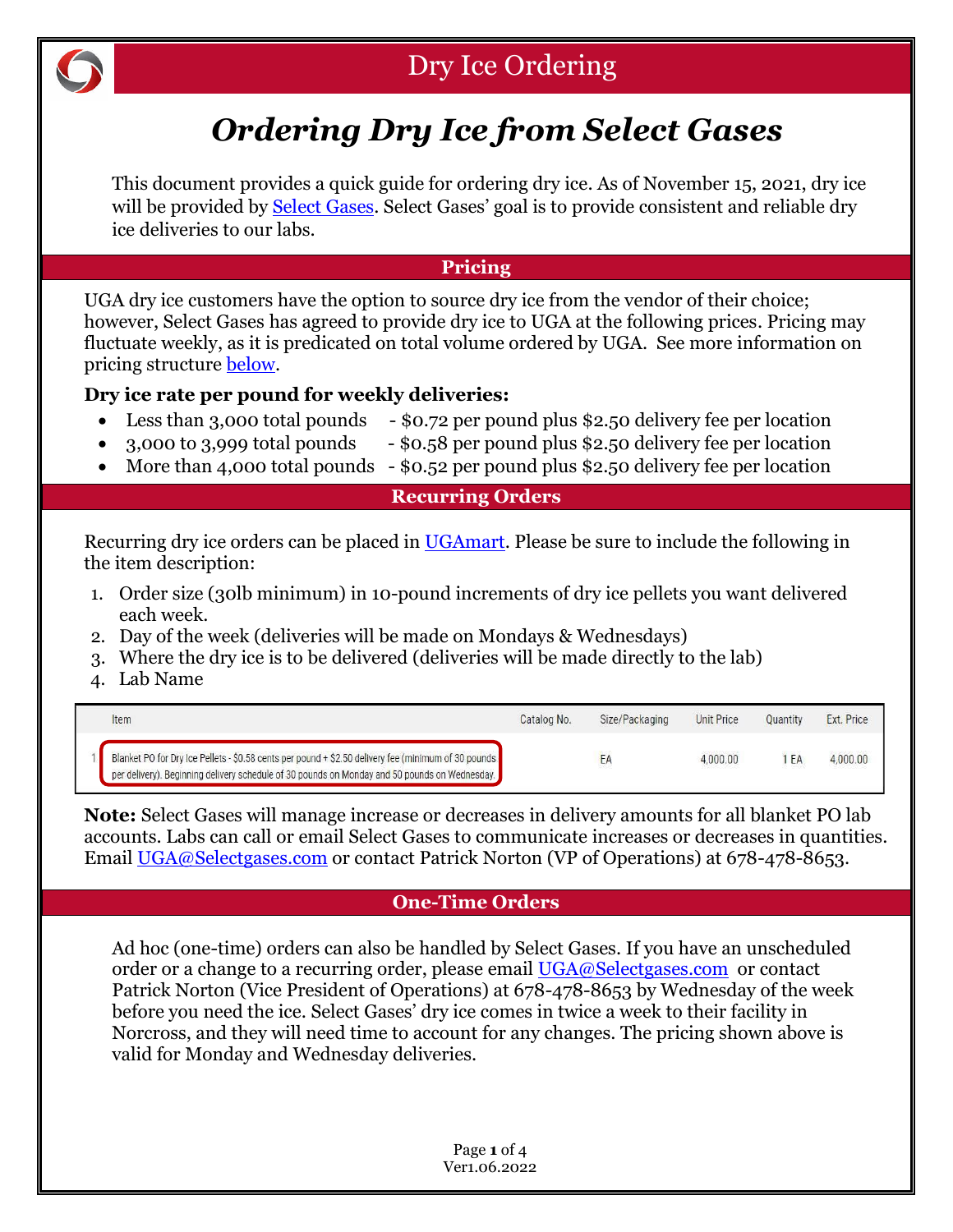# Dry Ice Ordering

## *Ordering Dry Ice from Select Gases*

This document provides a quick guide for ordering dry ice. As of November 15, 2021, dry ice will be provided by Select Gases. Select Gases' goal is to provide consistent and reliable dry ice deliveries to our labs.

## Pricing

UGA dry ice customers have the option to source dry ice from the vendor of their choice; however, Select Gases has agreed to provide dry ice to UGA at the following prices. Pricing may fluctuate weekly, as it is predicated on total volume ordered by UGA. See more information on pricing structure below.

**Dry ice rate per pound for weekly deliveries:**

- Less than 3,000 total pounds - $0.72 per pound plus $2.50 delivery fee per location
- 3,000 to 3,999 total pounds - $0.58 per pound plus $2.50 delivery fee per location
- More than 4,000 total pounds - $0.52 per pound plus $2.50 delivery fee per location

## Recurring Orders

Recurring dry ice orders can be placed in UGAmart. Please be sure to include the following in the item description:

1. Order size (30lb minimum) in 10-pound increments of dry ice pellets you want delivered each week.
2. Day of the week (deliveries will be made on Mondays & Wednesdays)
3. Where the dry ice is to be delivered (deliveries will be made directly to the lab)
4. Lab Name

| | Item | Catalog No. | Size/Packaging | Unit Price | Quantity | Ext. Price |
|---|---|---|---|---|---|---|
| 1 | Blanket PO for Dry Ice Pellets - $0.58 cents per pound + $2.50 delivery fee (minimum of 30 pounds per delivery). Beginning delivery schedule of 30 pounds on Monday and 50 pounds on Wednesday. | | EA | 4,000.00 | 1 EA | 4,000.00 |

**Note:** Select Gases will manage increase or decreases in delivery amounts for all blanket PO lab accounts. Labs can call or email Select Gases to communicate increases or decreases in quantities. Email UGA@Selectgases.com or contact Patrick Norton (VP of Operations) at 678-478-8653.

## One-Time Orders

Ad hoc (one-time) orders can also be handled by Select Gases. If you have an unscheduled order or a change to a recurring order, please email UGA@Selectgases.com or contact Patrick Norton (Vice President of Operations) at 678-478-8653 by Wednesday of the week before you need the ice. Select Gases' dry ice comes in twice a week to their facility in Norcross, and they will need time to account for any changes. The pricing shown above is valid for Monday and Wednesday deliveries.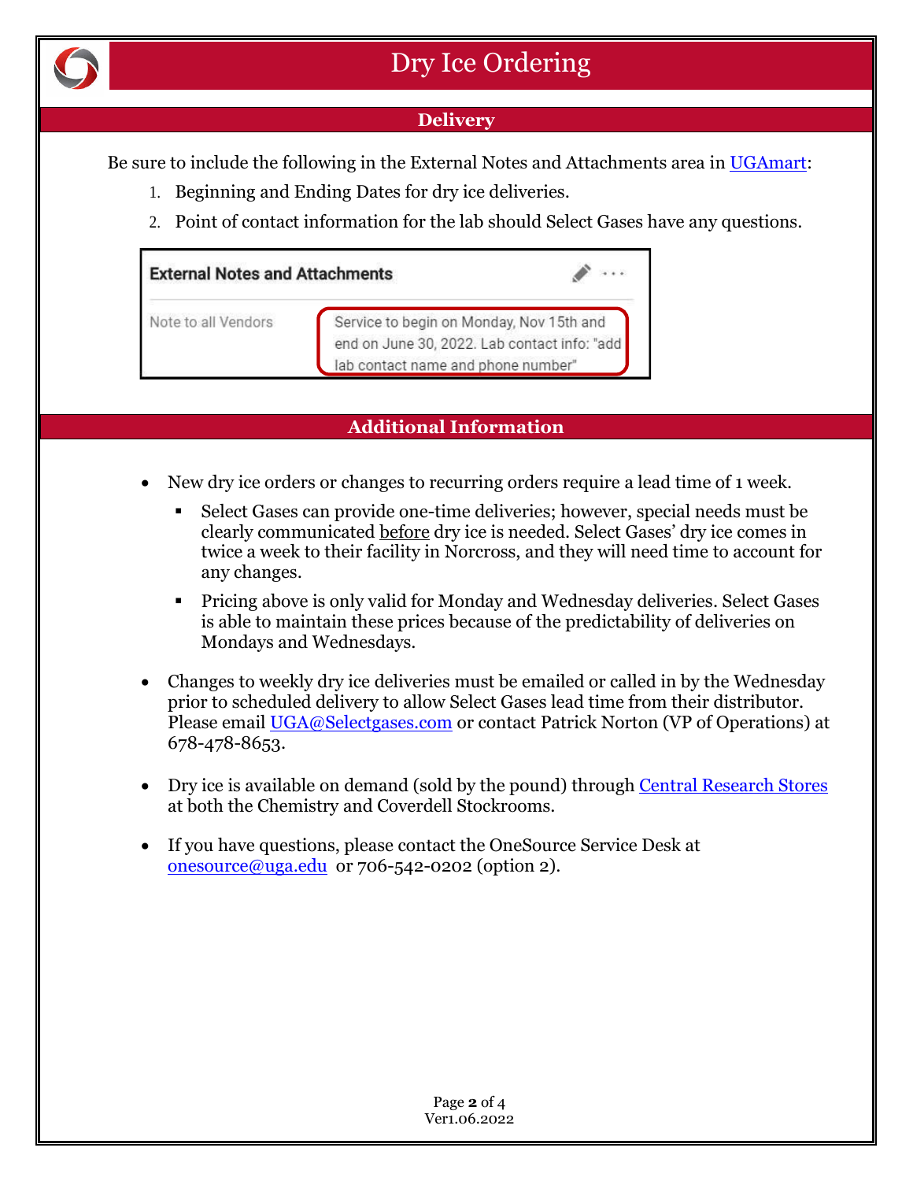# Dry Ice Ordering

## Delivery

Be sure to include the following in the External Notes and Attachments area in UGAmart:

1. Beginning and Ending Dates for dry ice deliveries.
2. Point of contact information for the lab should Select Gases have any questions.

**External Notes and Attachments**

| Note to all Vendors | Service to begin on Monday, Nov 15th and end on June 30, 2022. Lab contact info: "add lab contact name and phone number" |
| --- | --- |

## Additional Information

- New dry ice orders or changes to recurring orders require a lead time of 1 week.
  - Select Gases can provide one-time deliveries; however, special needs must be clearly communicated before dry ice is needed. Select Gases' dry ice comes in twice a week to their facility in Norcross, and they will need time to account for any changes.
  - Pricing above is only valid for Monday and Wednesday deliveries. Select Gases is able to maintain these prices because of the predictability of deliveries on Mondays and Wednesdays.
- Changes to weekly dry ice deliveries must be emailed or called in by the Wednesday prior to scheduled delivery to allow Select Gases lead time from their distributor. Please email UGA@Selectgases.com or contact Patrick Norton (VP of Operations) at 678-478-8653.
- Dry ice is available on demand (sold by the pound) through Central Research Stores at both the Chemistry and Coverdell Stockrooms.
- If you have questions, please contact the OneSource Service Desk at onesource@uga.edu or 706-542-0202 (option 2).

Ver1.06.2022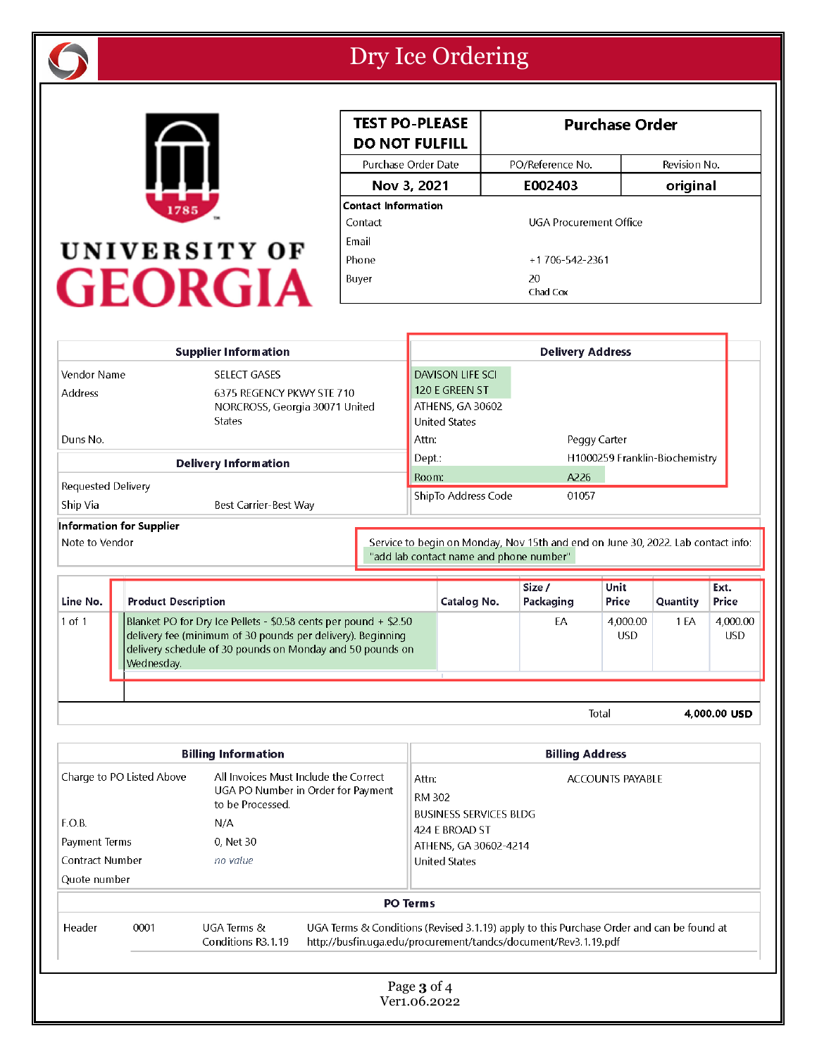# Dry Ice Ordering

UNIVERSITY OF GEORGIA

| TEST PO-PLEASE DO NOT FULFILL | Purchase Order | |
|---|---|---|
| Purchase Order Date | PO/Reference No. | Revision No. |
| Nov 3, 2021 | E002403 | original |

**Contact Information**

| | |
|---|---|
| Contact | UGA Procurement Office |
| Email | |
| Phone | +1 706-542-2361 |
| Buyer | 20<br>Chad Cox |

**Supplier Information**

| | |
|---|---|
| Vendor Name | SELECT GASES |
| Address | 6375 REGENCY PKWY STE 710<br>NORCROSS, Georgia 30071 United States |
| Duns No. | |

**Delivery Address**

DAVISON LIFE SCI
120 E GREEN ST
ATHENS, GA 30602
United States

| | |
|---|---|
| Attn: | Peggy Carter |
| Dept.: | H1000259 Franklin-Biochemistry |
| Room: | A226 |
| ShipTo Address Code | 01057 |

**Delivery Information**

| | |
|---|---|
| Requested Delivery | |
| Ship Via | Best Carrier-Best Way |

**Information for Supplier**

Note to Vendor: Service to begin on Monday, Nov 15th and end on June 30, 2022. Lab contact info: "add lab contact name and phone number"

| Line No. | Product Description | Catalog No. | Size / Packaging | Unit Price | Quantity | Ext. Price |
|---|---|---|---|---|---|---|
| 1 of 1 | Blanket PO for Dry Ice Pellets - $0.58 cents per pound + $2.50 delivery fee (minimum of 30 pounds per delivery). Beginning delivery schedule of 30 pounds on Monday and 50 pounds on Wednesday. | | EA | 4,000.00 USD | 1 EA | 4,000.00 USD |
| | | | | | Total | **4,000.00 USD** |

**Billing Information**

| | |
|---|---|
| Charge to PO Listed Above | All Invoices Must Include the Correct UGA PO Number in Order for Payment to be Processed. |
| F.O.B. | N/A |
| Payment Terms | 0, Net 30 |
| Contract Number | *no value* |
| Quote number | |

**Billing Address**

Attn: ACCOUNTS PAYABLE
RM 302
BUSINESS SERVICES BLDG
424 E BROAD ST
ATHENS, GA 30602-4214
United States

**PO Terms**

| | | | |
|---|---|---|---|
| Header | 0001 | UGA Terms & Conditions R3.1.19 | UGA Terms & Conditions (Revised 3.1.19) apply to this Purchase Order and can be found at http://busfin.uga.edu/procurement/tandcs/document/Rev3.1.19.pdf |

Ver1.06.2022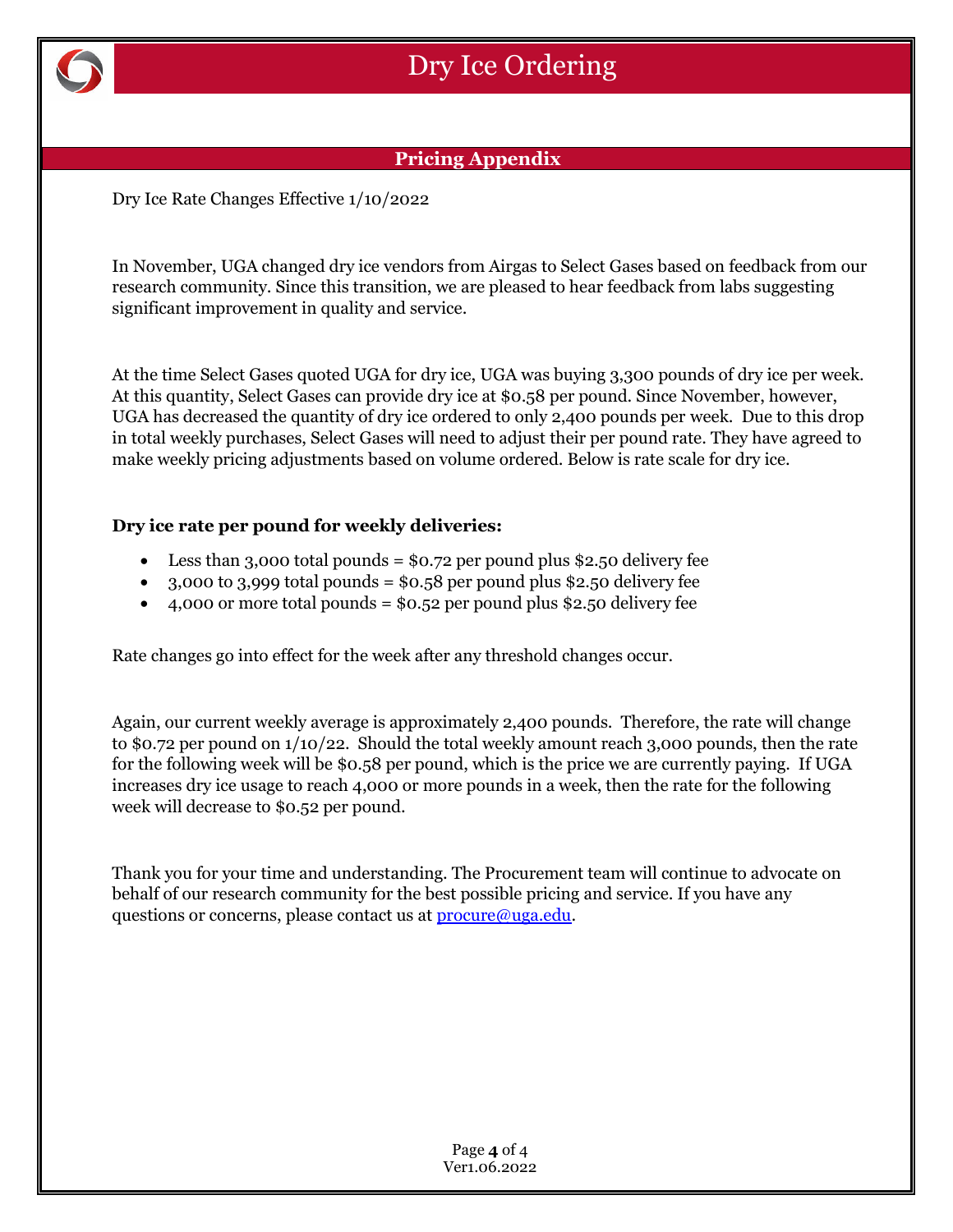# Dry Ice Ordering

## Pricing Appendix

Dry Ice Rate Changes Effective 1/10/2022

In November, UGA changed dry ice vendors from Airgas to Select Gases based on feedback from our research community. Since this transition, we are pleased to hear feedback from labs suggesting significant improvement in quality and service.

At the time Select Gases quoted UGA for dry ice, UGA was buying 3,300 pounds of dry ice per week. At this quantity, Select Gases can provide dry ice at $0.58 per pound. Since November, however, UGA has decreased the quantity of dry ice ordered to only 2,400 pounds per week. Due to this drop in total weekly purchases, Select Gases will need to adjust their per pound rate. They have agreed to make weekly pricing adjustments based on volume ordered. Below is rate scale for dry ice.

**Dry ice rate per pound for weekly deliveries:**

- Less than 3,000 total pounds = $0.72 per pound plus $2.50 delivery fee
- 3,000 to 3,999 total pounds = $0.58 per pound plus $2.50 delivery fee
- 4,000 or more total pounds = $0.52 per pound plus $2.50 delivery fee

Rate changes go into effect for the week after any threshold changes occur.

Again, our current weekly average is approximately 2,400 pounds. Therefore, the rate will change to $0.72 per pound on 1/10/22. Should the total weekly amount reach 3,000 pounds, then the rate for the following week will be $0.58 per pound, which is the price we are currently paying. If UGA increases dry ice usage to reach 4,000 or more pounds in a week, then the rate for the following week will decrease to $0.52 per pound.

Thank you for your time and understanding. The Procurement team will continue to advocate on behalf of our research community for the best possible pricing and service. If you have any questions or concerns, please contact us at [procure@uga.edu](mailto:procure@uga.edu).

Ver1.06.2022